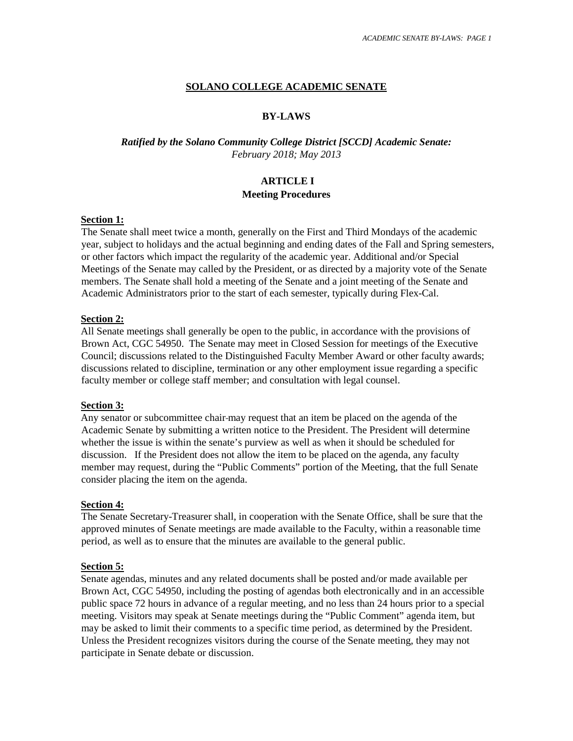# SOLANO COLLEGE ACADEMIC SENATE

## BY-LAWS

***Ratified by the Solano Community College District [SCCD] Academic Senate:***
*February 2018; May 2013*

## ARTICLE I
## Meeting Procedures

**Section 1:**

The Senate shall meet twice a month, generally on the First and Third Mondays of the academic year, subject to holidays and the actual beginning and ending dates of the Fall and Spring semesters, or other factors which impact the regularity of the academic year. Additional and/or Special Meetings of the Senate may called by the President, or as directed by a majority vote of the Senate members. The Senate shall hold a meeting of the Senate and a joint meeting of the Senate and Academic Administrators prior to the start of each semester, typically during Flex-Cal.

**Section 2:**

All Senate meetings shall generally be open to the public, in accordance with the provisions of Brown Act, CGC 54950. The Senate may meet in Closed Session for meetings of the Executive Council; discussions related to the Distinguished Faculty Member Award or other faculty awards; discussions related to discipline, termination or any other employment issue regarding a specific faculty member or college staff member; and consultation with legal counsel.

**Section 3:**

Any senator or subcommittee chair may request that an item be placed on the agenda of the Academic Senate by submitting a written notice to the President. The President will determine whether the issue is within the senate's purview as well as when it should be scheduled for discussion. If the President does not allow the item to be placed on the agenda, any faculty member may request, during the "Public Comments" portion of the Meeting, that the full Senate consider placing the item on the agenda.

**Section 4:**

The Senate Secretary-Treasurer shall, in cooperation with the Senate Office, shall be sure that the approved minutes of Senate meetings are made available to the Faculty, within a reasonable time period, as well as to ensure that the minutes are available to the general public.

**Section 5:**

Senate agendas, minutes and any related documents shall be posted and/or made available per Brown Act, CGC 54950, including the posting of agendas both electronically and in an accessible public space 72 hours in advance of a regular meeting, and no less than 24 hours prior to a special meeting. Visitors may speak at Senate meetings during the "Public Comment" agenda item, but may be asked to limit their comments to a specific time period, as determined by the President. Unless the President recognizes visitors during the course of the Senate meeting, they may not participate in Senate debate or discussion.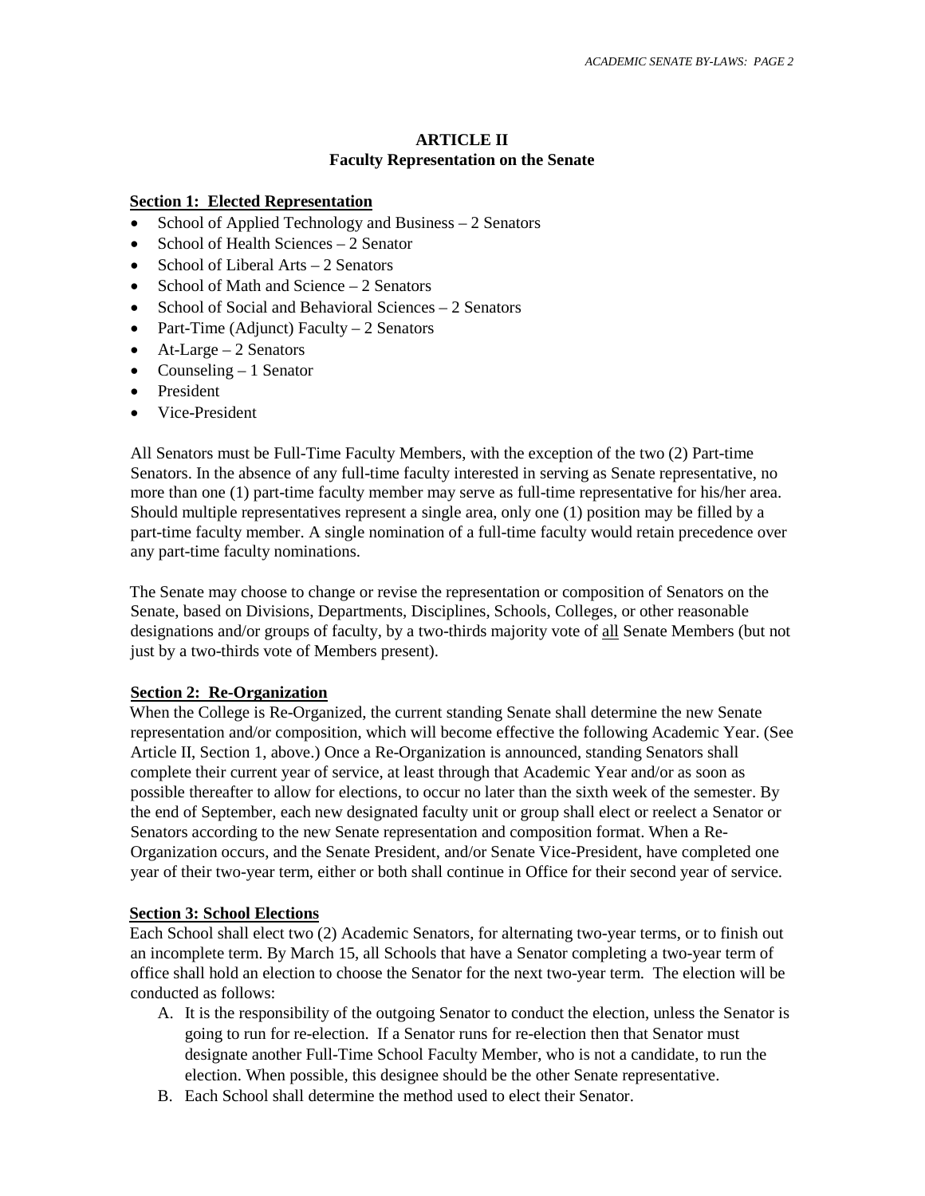## ARTICLE II
## Faculty Representation on the Senate

**Section 1: Elected Representation**

- School of Applied Technology and Business – 2 Senators
- School of Health Sciences – 2 Senator
- School of Liberal Arts – 2 Senators
- School of Math and Science – 2 Senators
- School of Social and Behavioral Sciences – 2 Senators
- Part-Time (Adjunct) Faculty – 2 Senators
- At-Large – 2 Senators
- Counseling – 1 Senator
- President
- Vice-President

All Senators must be Full-Time Faculty Members, with the exception of the two (2) Part-time Senators. In the absence of any full-time faculty interested in serving as Senate representative, no more than one (1) part-time faculty member may serve as full-time representative for his/her area. Should multiple representatives represent a single area, only one (1) position may be filled by a part-time faculty member. A single nomination of a full-time faculty would retain precedence over any part-time faculty nominations.

The Senate may choose to change or revise the representation or composition of Senators on the Senate, based on Divisions, Departments, Disciplines, Schools, Colleges, or other reasonable designations and/or groups of faculty, by a two-thirds majority vote of <u>all</u> Senate Members (but not just by a two-thirds vote of Members present).

**Section 2: Re-Organization**

When the College is Re-Organized, the current standing Senate shall determine the new Senate representation and/or composition, which will become effective the following Academic Year. (See Article II, Section 1, above.) Once a Re-Organization is announced, standing Senators shall complete their current year of service, at least through that Academic Year and/or as soon as possible thereafter to allow for elections, to occur no later than the sixth week of the semester. By the end of September, each new designated faculty unit or group shall elect or reelect a Senator or Senators according to the new Senate representation and composition format. When a Re-Organization occurs, and the Senate President, and/or Senate Vice-President, have completed one year of their two-year term, either or both shall continue in Office for their second year of service.

**Section 3: School Elections**

Each School shall elect two (2) Academic Senators, for alternating two-year terms, or to finish out an incomplete term. By March 15, all Schools that have a Senator completing a two-year term of office shall hold an election to choose the Senator for the next two-year term. The election will be conducted as follows:

A. It is the responsibility of the outgoing Senator to conduct the election, unless the Senator is going to run for re-election. If a Senator runs for re-election then that Senator must designate another Full-Time School Faculty Member, who is not a candidate, to run the election. When possible, this designee should be the other Senate representative.
B. Each School shall determine the method used to elect their Senator.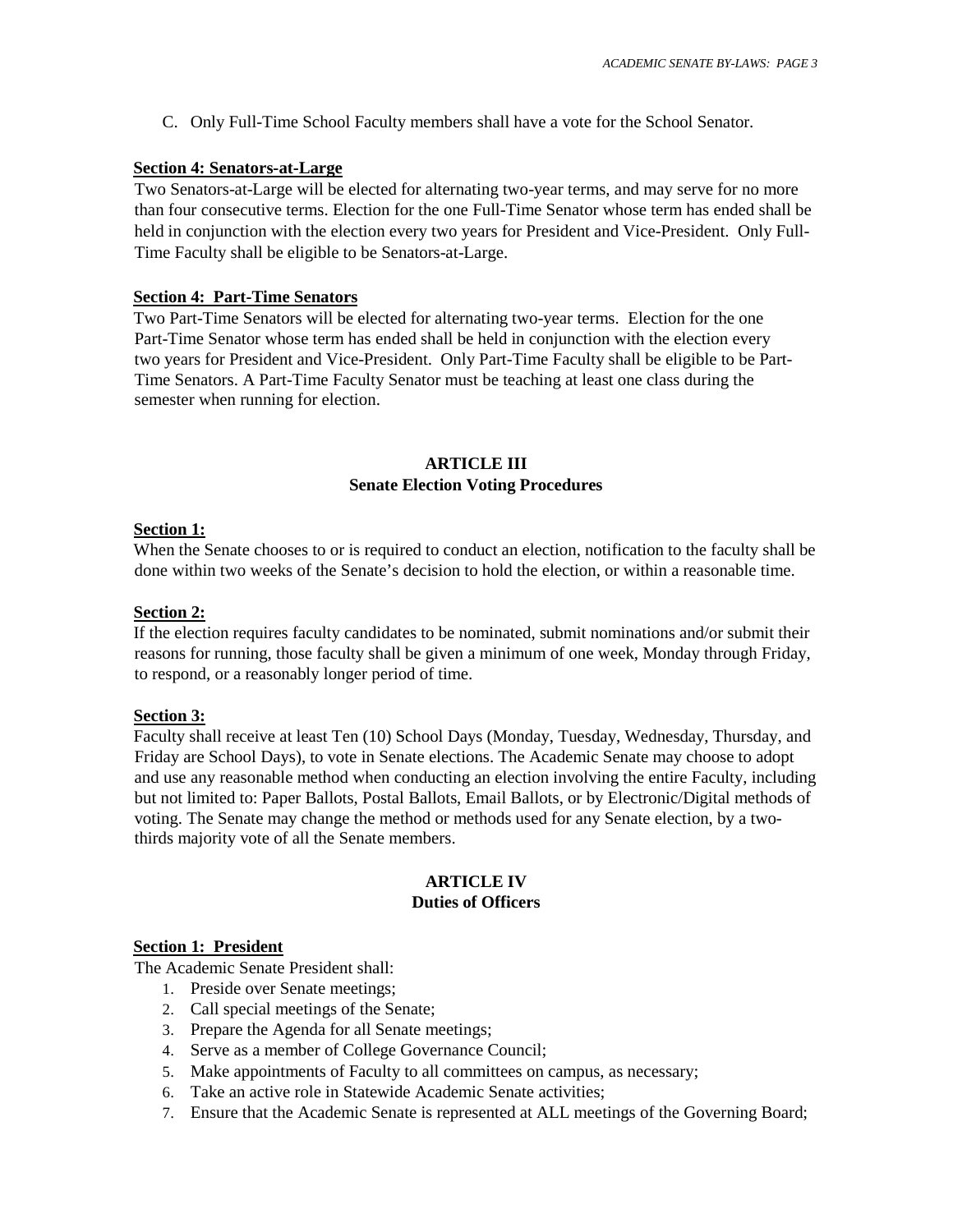C. Only Full-Time School Faculty members shall have a vote for the School Senator.

**Section 4: Senators-at-Large**

Two Senators-at-Large will be elected for alternating two-year terms, and may serve for no more than four consecutive terms. Election for the one Full-Time Senator whose term has ended shall be held in conjunction with the election every two years for President and Vice-President. Only Full-Time Faculty shall be eligible to be Senators-at-Large.

**Section 4: Part-Time Senators**

Two Part-Time Senators will be elected for alternating two-year terms. Election for the one Part-Time Senator whose term has ended shall be held in conjunction with the election every two years for President and Vice-President. Only Part-Time Faculty shall be eligible to be Part-Time Senators. A Part-Time Faculty Senator must be teaching at least one class during the semester when running for election.

## ARTICLE III
## Senate Election Voting Procedures

**Section 1:**

When the Senate chooses to or is required to conduct an election, notification to the faculty shall be done within two weeks of the Senate's decision to hold the election, or within a reasonable time.

**Section 2:**

If the election requires faculty candidates to be nominated, submit nominations and/or submit their reasons for running, those faculty shall be given a minimum of one week, Monday through Friday, to respond, or a reasonably longer period of time.

**Section 3:**

Faculty shall receive at least Ten (10) School Days (Monday, Tuesday, Wednesday, Thursday, and Friday are School Days), to vote in Senate elections. The Academic Senate may choose to adopt and use any reasonable method when conducting an election involving the entire Faculty, including but not limited to: Paper Ballots, Postal Ballots, Email Ballots, or by Electronic/Digital methods of voting. The Senate may change the method or methods used for any Senate election, by a two-thirds majority vote of all the Senate members.

## ARTICLE IV
## Duties of Officers

**Section 1: President**

The Academic Senate President shall:

1. Preside over Senate meetings;
2. Call special meetings of the Senate;
3. Prepare the Agenda for all Senate meetings;
4. Serve as a member of College Governance Council;
5. Make appointments of Faculty to all committees on campus, as necessary;
6. Take an active role in Statewide Academic Senate activities;
7. Ensure that the Academic Senate is represented at ALL meetings of the Governing Board;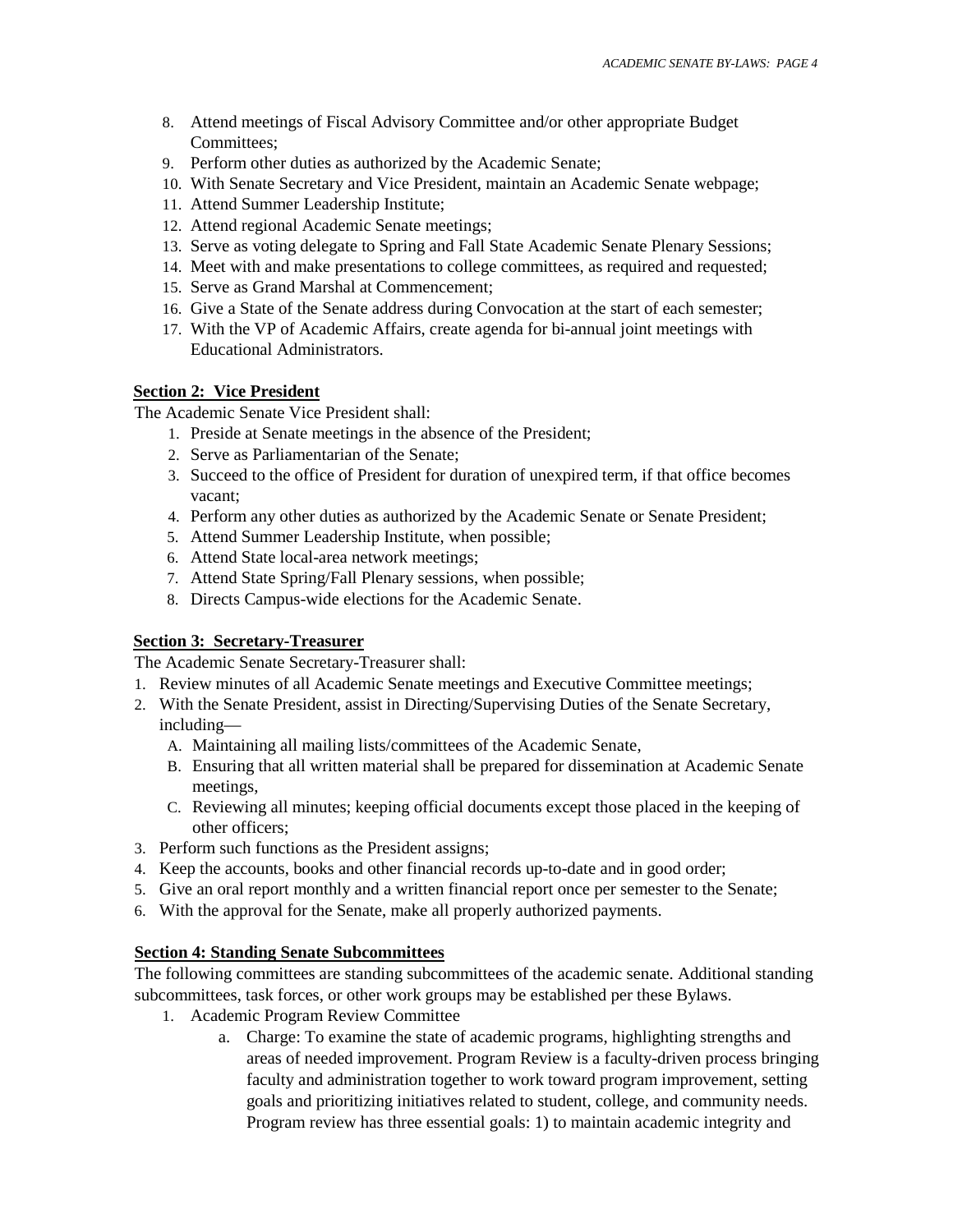8. Attend meetings of Fiscal Advisory Committee and/or other appropriate Budget Committees;
9. Perform other duties as authorized by the Academic Senate;
10. With Senate Secretary and Vice President, maintain an Academic Senate webpage;
11. Attend Summer Leadership Institute;
12. Attend regional Academic Senate meetings;
13. Serve as voting delegate to Spring and Fall State Academic Senate Plenary Sessions;
14. Meet with and make presentations to college committees, as required and requested;
15. Serve as Grand Marshal at Commencement;
16. Give a State of the Senate address during Convocation at the start of each semester;
17. With the VP of Academic Affairs, create agenda for bi-annual joint meetings with Educational Administrators.

**Section 2: Vice President**

The Academic Senate Vice President shall:

1. Preside at Senate meetings in the absence of the President;
2. Serve as Parliamentarian of the Senate;
3. Succeed to the office of President for duration of unexpired term, if that office becomes vacant;
4. Perform any other duties as authorized by the Academic Senate or Senate President;
5. Attend Summer Leadership Institute, when possible;
6. Attend State local-area network meetings;
7. Attend State Spring/Fall Plenary sessions, when possible;
8. Directs Campus-wide elections for the Academic Senate.

**Section 3: Secretary-Treasurer**

The Academic Senate Secretary-Treasurer shall:

1. Review minutes of all Academic Senate meetings and Executive Committee meetings;
2. With the Senate President, assist in Directing/Supervising Duties of the Senate Secretary, including—
   A. Maintaining all mailing lists/committees of the Academic Senate,
   B. Ensuring that all written material shall be prepared for dissemination at Academic Senate meetings,
   C. Reviewing all minutes; keeping official documents except those placed in the keeping of other officers;
3. Perform such functions as the President assigns;
4. Keep the accounts, books and other financial records up-to-date and in good order;
5. Give an oral report monthly and a written financial report once per semester to the Senate;
6. With the approval for the Senate, make all properly authorized payments.

**Section 4: Standing Senate Subcommittees**

The following committees are standing subcommittees of the academic senate. Additional standing subcommittees, task forces, or other work groups may be established per these Bylaws.

1. Academic Program Review Committee
   a. Charge: To examine the state of academic programs, highlighting strengths and areas of needed improvement. Program Review is a faculty-driven process bringing faculty and administration together to work toward program improvement, setting goals and prioritizing initiatives related to student, college, and community needs. Program review has three essential goals: 1) to maintain academic integrity and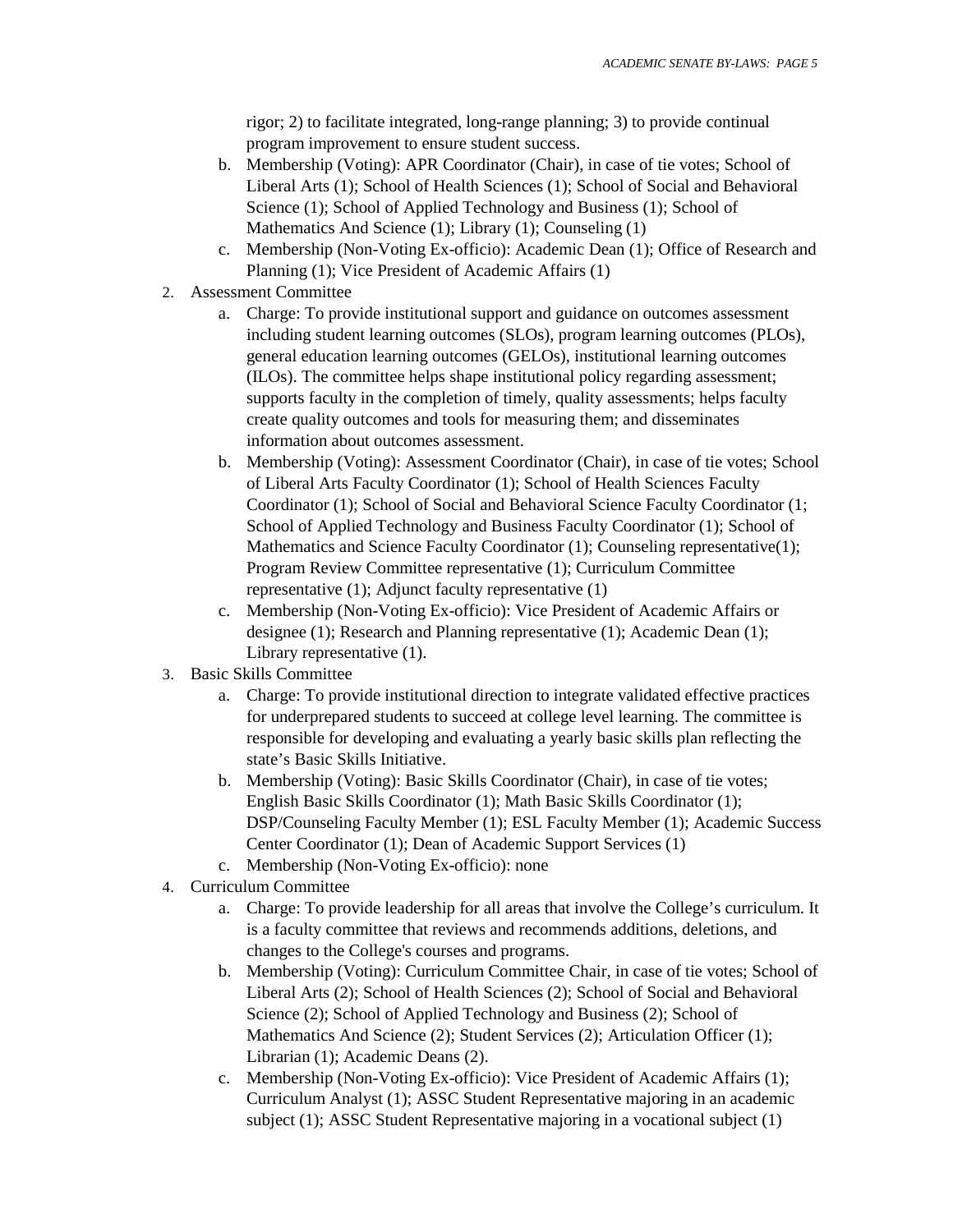rigor; 2) to facilitate integrated, long-range planning; 3) to provide continual program improvement to ensure student success.

   b. Membership (Voting): APR Coordinator (Chair), in case of tie votes; School of Liberal Arts (1); School of Health Sciences (1); School of Social and Behavioral Science (1); School of Applied Technology and Business (1); School of Mathematics And Science (1); Library (1); Counseling (1)
   c. Membership (Non-Voting Ex-officio): Academic Dean (1); Office of Research and Planning (1); Vice President of Academic Affairs (1)

2. Assessment Committee
   a. Charge: To provide institutional support and guidance on outcomes assessment including student learning outcomes (SLOs), program learning outcomes (PLOs), general education learning outcomes (GELOs), institutional learning outcomes (ILOs). The committee helps shape institutional policy regarding assessment; supports faculty in the completion of timely, quality assessments; helps faculty create quality outcomes and tools for measuring them; and disseminates information about outcomes assessment.
   b. Membership (Voting): Assessment Coordinator (Chair), in case of tie votes; School of Liberal Arts Faculty Coordinator (1); School of Health Sciences Faculty Coordinator (1); School of Social and Behavioral Science Faculty Coordinator (1; School of Applied Technology and Business Faculty Coordinator (1); School of Mathematics and Science Faculty Coordinator (1); Counseling representative(1); Program Review Committee representative (1); Curriculum Committee representative (1); Adjunct faculty representative (1)
   c. Membership (Non-Voting Ex-officio): Vice President of Academic Affairs or designee (1); Research and Planning representative (1); Academic Dean (1); Library representative (1).

3. Basic Skills Committee
   a. Charge: To provide institutional direction to integrate validated effective practices for underprepared students to succeed at college level learning. The committee is responsible for developing and evaluating a yearly basic skills plan reflecting the state's Basic Skills Initiative.
   b. Membership (Voting): Basic Skills Coordinator (Chair), in case of tie votes; English Basic Skills Coordinator (1); Math Basic Skills Coordinator (1); DSP/Counseling Faculty Member (1); ESL Faculty Member (1); Academic Success Center Coordinator (1); Dean of Academic Support Services (1)
   c. Membership (Non-Voting Ex-officio): none

4. Curriculum Committee
   a. Charge: To provide leadership for all areas that involve the College's curriculum. It is a faculty committee that reviews and recommends additions, deletions, and changes to the College's courses and programs.
   b. Membership (Voting): Curriculum Committee Chair, in case of tie votes; School of Liberal Arts (2); School of Health Sciences (2); School of Social and Behavioral Science (2); School of Applied Technology and Business (2); School of Mathematics And Science (2); Student Services (2); Articulation Officer (1); Librarian (1); Academic Deans (2).
   c. Membership (Non-Voting Ex-officio): Vice President of Academic Affairs (1); Curriculum Analyst (1); ASSC Student Representative majoring in an academic subject (1); ASSC Student Representative majoring in a vocational subject (1)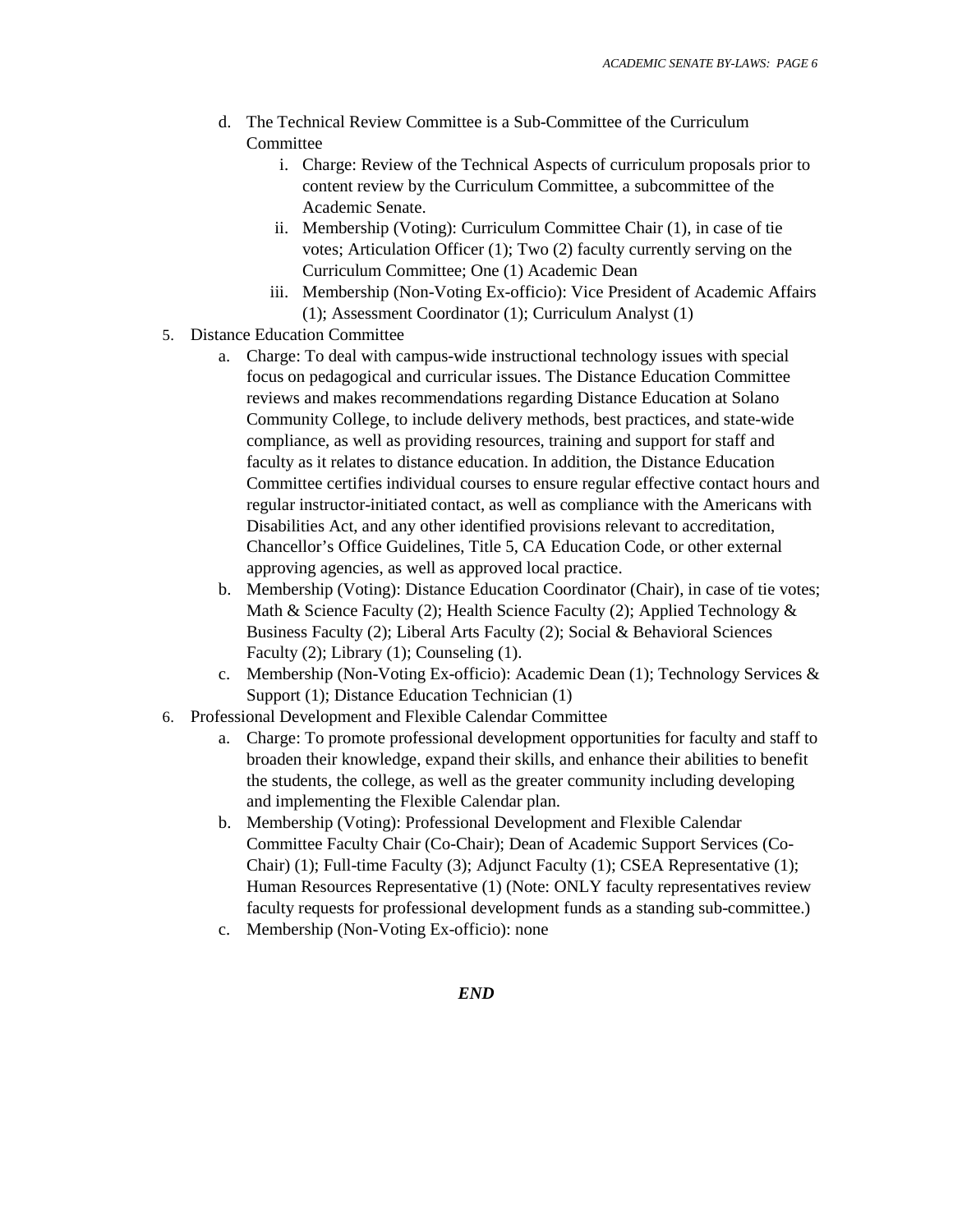d. The Technical Review Committee is a Sub-Committee of the Curriculum Committee
    i. Charge: Review of the Technical Aspects of curriculum proposals prior to content review by the Curriculum Committee, a subcommittee of the Academic Senate.
    ii. Membership (Voting): Curriculum Committee Chair (1), in case of tie votes; Articulation Officer (1); Two (2) faculty currently serving on the Curriculum Committee; One (1) Academic Dean
    iii. Membership (Non-Voting Ex-officio): Vice President of Academic Affairs (1); Assessment Coordinator (1); Curriculum Analyst (1)

5. Distance Education Committee
    a. Charge: To deal with campus-wide instructional technology issues with special focus on pedagogical and curricular issues. The Distance Education Committee reviews and makes recommendations regarding Distance Education at Solano Community College, to include delivery methods, best practices, and state-wide compliance, as well as providing resources, training and support for staff and faculty as it relates to distance education. In addition, the Distance Education Committee certifies individual courses to ensure regular effective contact hours and regular instructor-initiated contact, as well as compliance with the Americans with Disabilities Act, and any other identified provisions relevant to accreditation, Chancellor's Office Guidelines, Title 5, CA Education Code, or other external approving agencies, as well as approved local practice.
    b. Membership (Voting): Distance Education Coordinator (Chair), in case of tie votes; Math & Science Faculty (2); Health Science Faculty (2); Applied Technology & Business Faculty (2); Liberal Arts Faculty (2); Social & Behavioral Sciences Faculty (2); Library (1); Counseling (1).
    c. Membership (Non-Voting Ex-officio): Academic Dean (1); Technology Services & Support (1); Distance Education Technician (1)

6. Professional Development and Flexible Calendar Committee
    a. Charge: To promote professional development opportunities for faculty and staff to broaden their knowledge, expand their skills, and enhance their abilities to benefit the students, the college, as well as the greater community including developing and implementing the Flexible Calendar plan.
    b. Membership (Voting): Professional Development and Flexible Calendar Committee Faculty Chair (Co-Chair); Dean of Academic Support Services (Co-Chair) (1); Full-time Faculty (3); Adjunct Faculty (1); CSEA Representative (1); Human Resources Representative (1) (Note: ONLY faculty representatives review faculty requests for professional development funds as a standing sub-committee.)
    c. Membership (Non-Voting Ex-officio): none

***END***